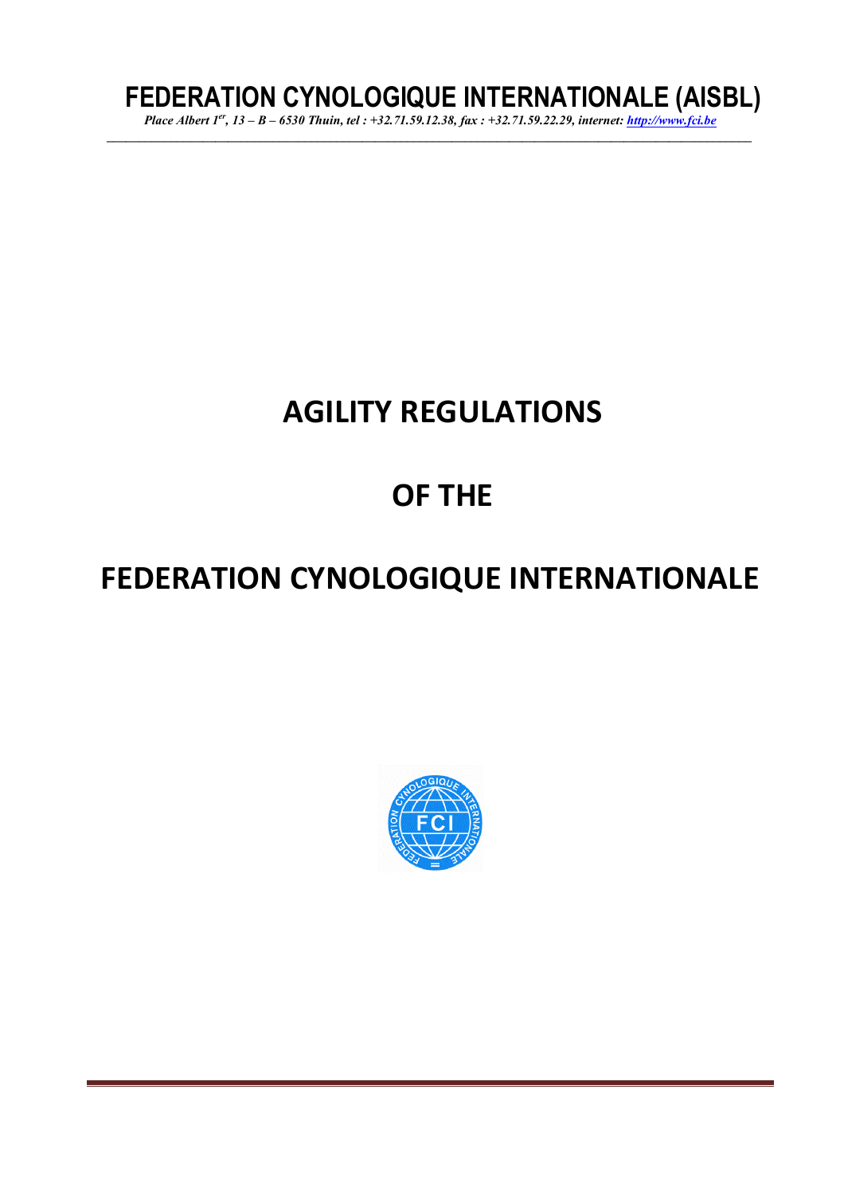# FEDERATION CYNOLOGIQUE INTERNATIONALE (AISBL)

*Place Albert 1er, 13 – B – 6530 Thuin, tel : +32.71.59.12.38, fax : +32.71.59.22.29, internet: http://www.fci.be*

# AGILITY REGULATIONS

# OF THE

# FEDERATION CYNOLOGIQUE INTERNATIONALE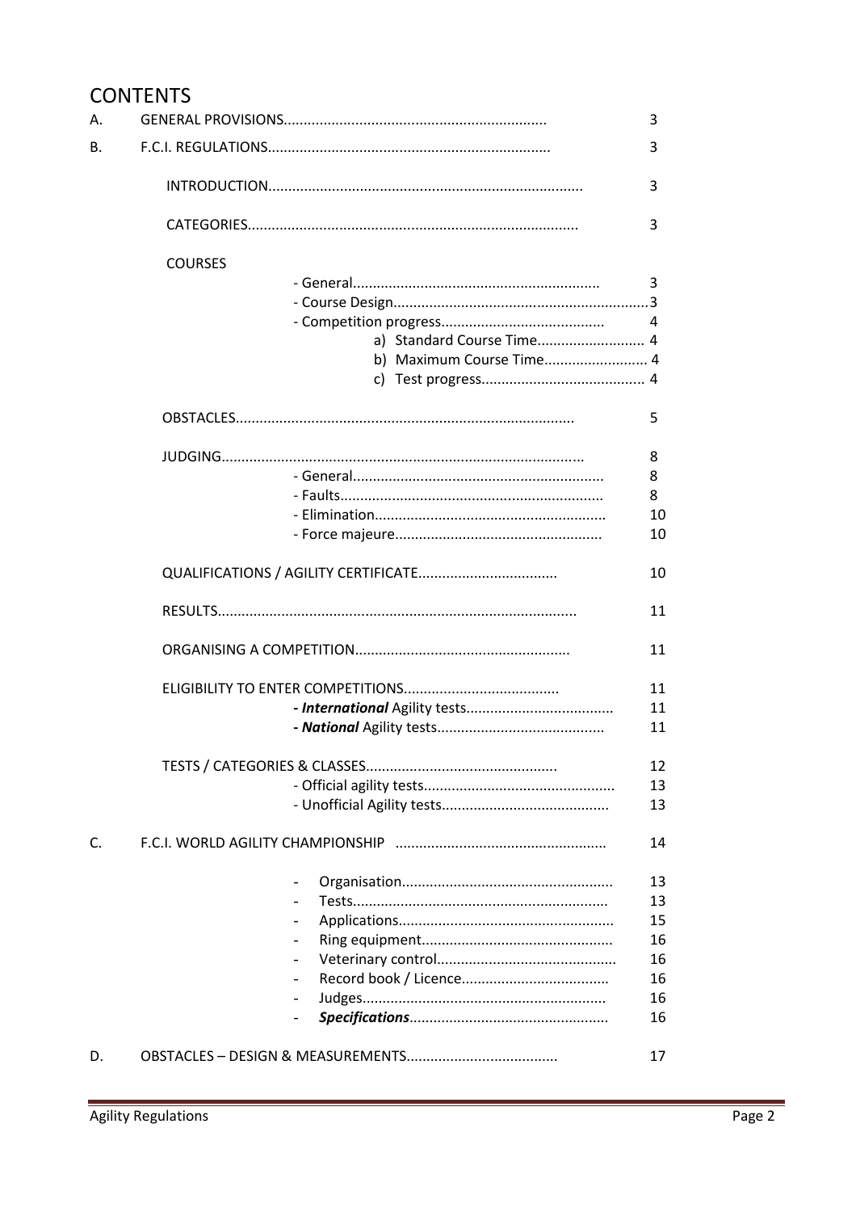# CONTENTS

| | | |
|---|---|---|
| A. | GENERAL PROVISIONS | 3 |
| B. | F.C.I. REGULATIONS | 3 |
| | INTRODUCTION | 3 |
| | CATEGORIES | 3 |
| | COURSES | |
| | - General | 3 |
| | - Course Design | 3 |
| | - Competition progress | 4 |
| | a) Standard Course Time | 4 |
| | b) Maximum Course Time | 4 |
| | c) Test progress | 4 |
| | OBSTACLES | 5 |
| | JUDGING | 8 |
| | - General | 8 |
| | - Faults | 8 |
| | - Elimination | 10 |
| | - Force majeure | 10 |
| | QUALIFICATIONS / AGILITY CERTIFICATE | 10 |
| | RESULTS | 11 |
| | ORGANISING A COMPETITION | 11 |
| | ELIGIBILITY TO ENTER COMPETITIONS | 11 |
| | - ***International*** Agility tests | 11 |
| | - ***National*** Agility tests | 11 |
| | TESTS / CATEGORIES & CLASSES | 12 |
| | - Official agility tests | 13 |
| | - Unofficial Agility tests | 13 |
| C. | F.C.I. WORLD AGILITY CHAMPIONSHIP | 14 |
| | - Organisation | 13 |
| | - Tests | 13 |
| | - Applications | 15 |
| | - Ring equipment | 16 |
| | - Veterinary control | 16 |
| | - Record book / Licence | 16 |
| | - Judges | 16 |
| | - ***Specifications*** | 16 |
| D. | OBSTACLES – DESIGN & MEASUREMENTS | 17 |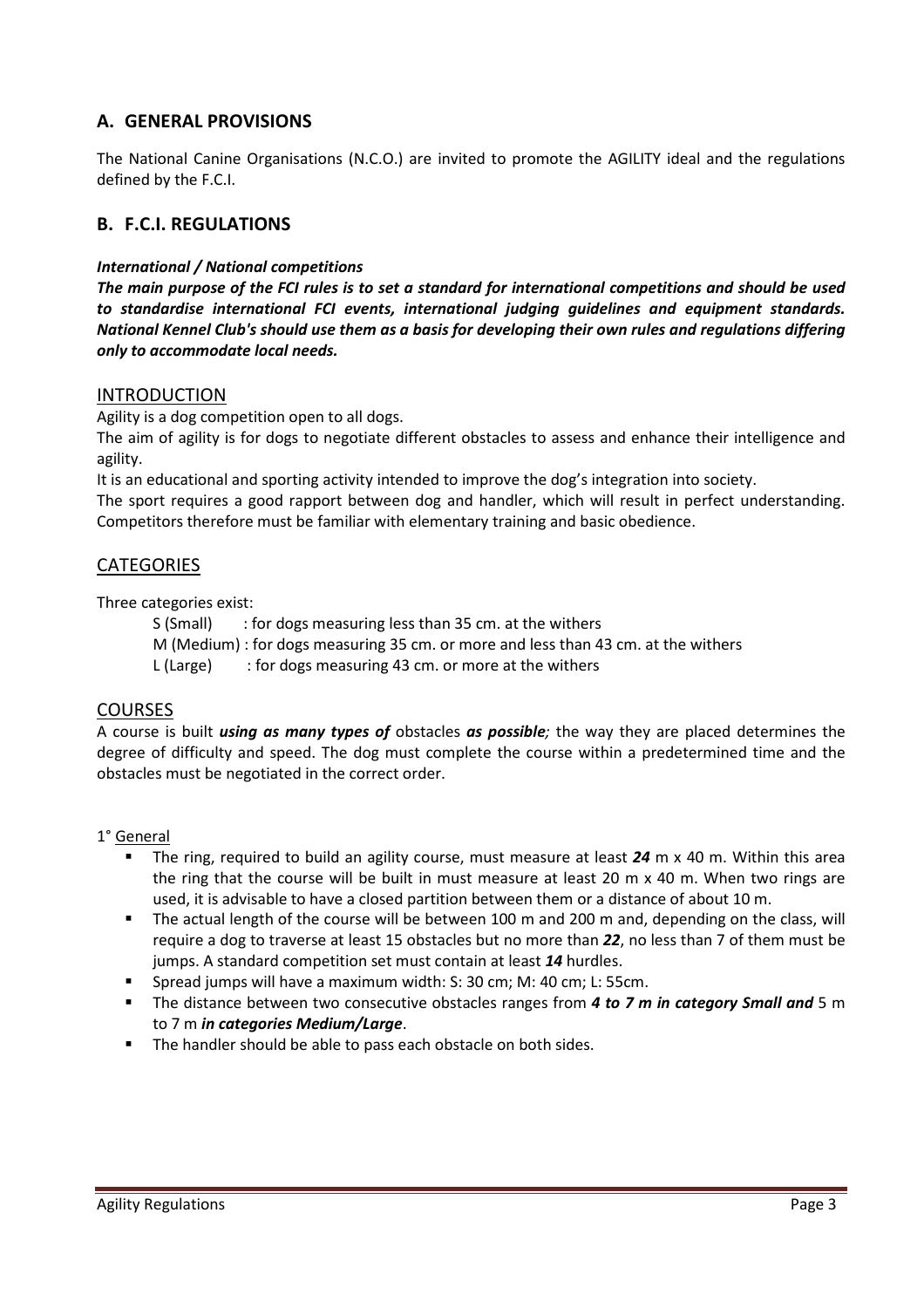## A. GENERAL PROVISIONS

The National Canine Organisations (N.C.O.) are invited to promote the AGILITY ideal and the regulations defined by the F.C.I.

## B. F.C.I. REGULATIONS

***International / National competitions***

***The main purpose of the FCI rules is to set a standard for international competitions and should be used to standardise international FCI events, international judging guidelines and equipment standards. National Kennel Club's should use them as a basis for developing their own rules and regulations differing only to accommodate local needs.***

### INTRODUCTION

Agility is a dog competition open to all dogs.

The aim of agility is for dogs to negotiate different obstacles to assess and enhance their intelligence and agility.

It is an educational and sporting activity intended to improve the dog's integration into society.

The sport requires a good rapport between dog and handler, which will result in perfect understanding. Competitors therefore must be familiar with elementary training and basic obedience.

### CATEGORIES

Three categories exist:

- S (Small) : for dogs measuring less than 35 cm. at the withers
- M (Medium) : for dogs measuring 35 cm. or more and less than 43 cm. at the withers
- L (Large) : for dogs measuring 43 cm. or more at the withers

### COURSES

A course is built ***using as many types of*** obstacles ***as possible;*** the way they are placed determines the degree of difficulty and speed. The dog must complete the course within a predetermined time and the obstacles must be negotiated in the correct order.

1° General

- The ring, required to build an agility course, must measure at least ***24*** m x 40 m. Within this area the ring that the course will be built in must measure at least 20 m x 40 m. When two rings are used, it is advisable to have a closed partition between them or a distance of about 10 m.
- The actual length of the course will be between 100 m and 200 m and, depending on the class, will require a dog to traverse at least 15 obstacles but no more than ***22***, no less than 7 of them must be jumps. A standard competition set must contain at least ***14*** hurdles.
- Spread jumps will have a maximum width: S: 30 cm; M: 40 cm; L: 55cm.
- The distance between two consecutive obstacles ranges from ***4 to 7 m in category Small and*** 5 m to 7 m ***in categories Medium/Large***.
- The handler should be able to pass each obstacle on both sides.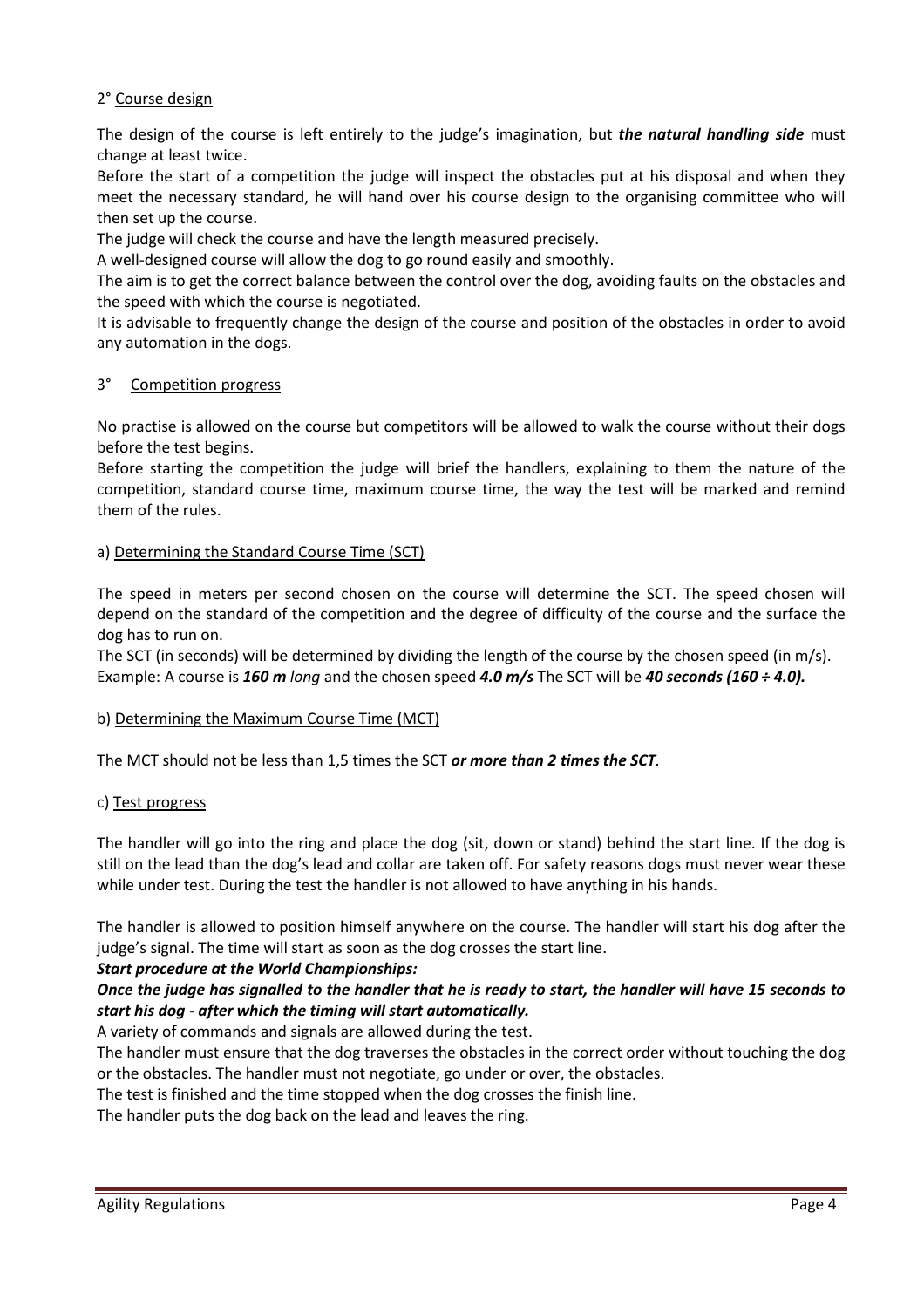## 2° Course design

The design of the course is left entirely to the judge's imagination, but ***the natural handling side*** must change at least twice.

Before the start of a competition the judge will inspect the obstacles put at his disposal and when they meet the necessary standard, he will hand over his course design to the organising committee who will then set up the course.

The judge will check the course and have the length measured precisely.

A well-designed course will allow the dog to go round easily and smoothly.

The aim is to get the correct balance between the control over the dog, avoiding faults on the obstacles and the speed with which the course is negotiated.

It is advisable to frequently change the design of the course and position of the obstacles in order to avoid any automation in the dogs.

## 3° Competition progress

No practise is allowed on the course but competitors will be allowed to walk the course without their dogs before the test begins.

Before starting the competition the judge will brief the handlers, explaining to them the nature of the competition, standard course time, maximum course time, the way the test will be marked and remind them of the rules.

### a) Determining the Standard Course Time (SCT)

The speed in meters per second chosen on the course will determine the SCT. The speed chosen will depend on the standard of the competition and the degree of difficulty of the course and the surface the dog has to run on.

The SCT (in seconds) will be determined by dividing the length of the course by the chosen speed (in m/s).

Example: A course is ***160 m*** *long* and the chosen speed ***4.0 m/s*** The SCT will be ***40 seconds (160 ÷ 4.0).***

### b) Determining the Maximum Course Time (MCT)

The MCT should not be less than 1,5 times the SCT ***or more than 2 times the SCT***.

### c) Test progress

The handler will go into the ring and place the dog (sit, down or stand) behind the start line. If the dog is still on the lead than the dog's lead and collar are taken off. For safety reasons dogs must never wear these while under test. During the test the handler is not allowed to have anything in his hands.

The handler is allowed to position himself anywhere on the course. The handler will start his dog after the judge's signal. The time will start as soon as the dog crosses the start line.

***Start procedure at the World Championships:***

***Once the judge has signalled to the handler that he is ready to start, the handler will have 15 seconds to start his dog - after which the timing will start automatically.***

A variety of commands and signals are allowed during the test.

The handler must ensure that the dog traverses the obstacles in the correct order without touching the dog or the obstacles. The handler must not negotiate, go under or over, the obstacles.

The test is finished and the time stopped when the dog crosses the finish line.

The handler puts the dog back on the lead and leaves the ring.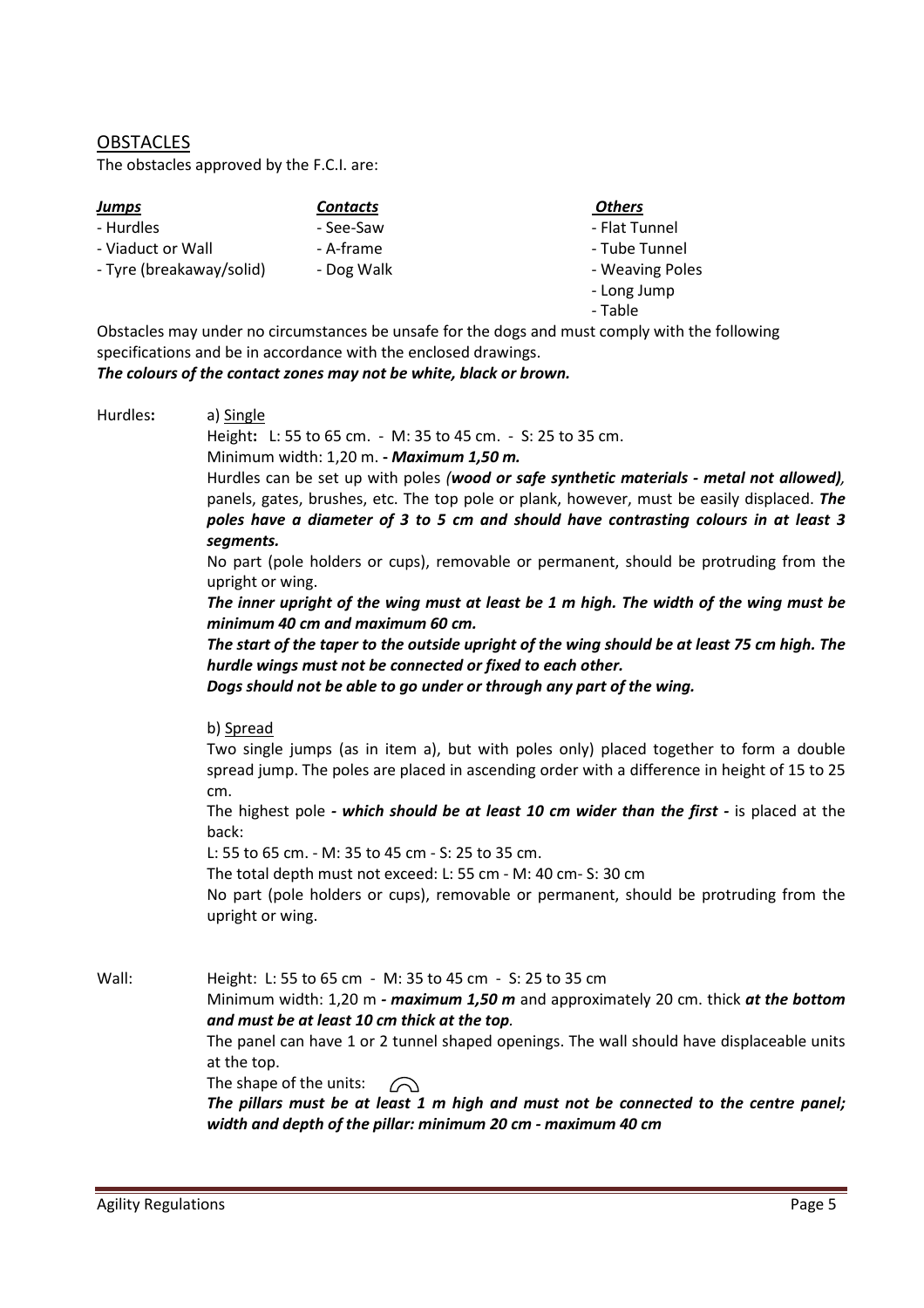## OBSTACLES

The obstacles approved by the F.C.I. are:

| ***Jumps*** | ***Contacts*** | ***Others*** |
|---|---|---|
| - Hurdles | - See-Saw | - Flat Tunnel |
| - Viaduct or Wall | - A-frame | - Tube Tunnel |
| - Tyre (breakaway/solid) | - Dog Walk | - Weaving Poles |
| | | - Long Jump |
| | | - Table |

Obstacles may under no circumstances be unsafe for the dogs and must comply with the following specifications and be in accordance with the enclosed drawings.
***The colours of the contact zones may not be white, black or brown.***

**Hurdles:**

a) Single

Height**:** L: 55 to 65 cm. - M: 35 to 45 cm. - S: 25 to 35 cm.
Minimum width: 1,20 m. ***- Maximum 1,50 m.***
Hurdles can be set up with poles *(**wood or safe synthetic materials - metal not allowed**)*, panels, gates, brushes, etc. The top pole or plank, however, must be easily displaced. ***The poles have a diameter of 3 to 5 cm and should have contrasting colours in at least 3 segments.***
No part (pole holders or cups), removable or permanent, should be protruding from the upright or wing.
***The inner upright of the wing must at least be 1 m high. The width of the wing must be minimum 40 cm and maximum 60 cm.***
***The start of the taper to the outside upright of the wing should be at least 75 cm high. The hurdle wings must not be connected or fixed to each other.***
***Dogs should not be able to go under or through any part of the wing.***

b) Spread

Two single jumps (as in item a), but with poles only) placed together to form a double spread jump. The poles are placed in ascending order with a difference in height of 15 to 25 cm.
The highest pole ***- which should be at least 10 cm wider than the first -*** is placed at the back:
L: 55 to 65 cm. - M: 35 to 45 cm - S: 25 to 35 cm.
The total depth must not exceed: L: 55 cm - M: 40 cm- S: 30 cm
No part (pole holders or cups), removable or permanent, should be protruding from the upright or wing.

**Wall:**

Height: L: 55 to 65 cm - M: 35 to 45 cm - S: 25 to 35 cm
Minimum width: 1,20 m ***- maximum 1,50 m*** and approximately 20 cm. thick ***at the bottom and must be at least 10 cm thick at the top***.
The panel can have 1 or 2 tunnel shaped openings. The wall should have displaceable units at the top.
The shape of the units: ⌒
***The pillars must be at least 1 m high and must not be connected to the centre panel; width and depth of the pillar: minimum 20 cm - maximum 40 cm***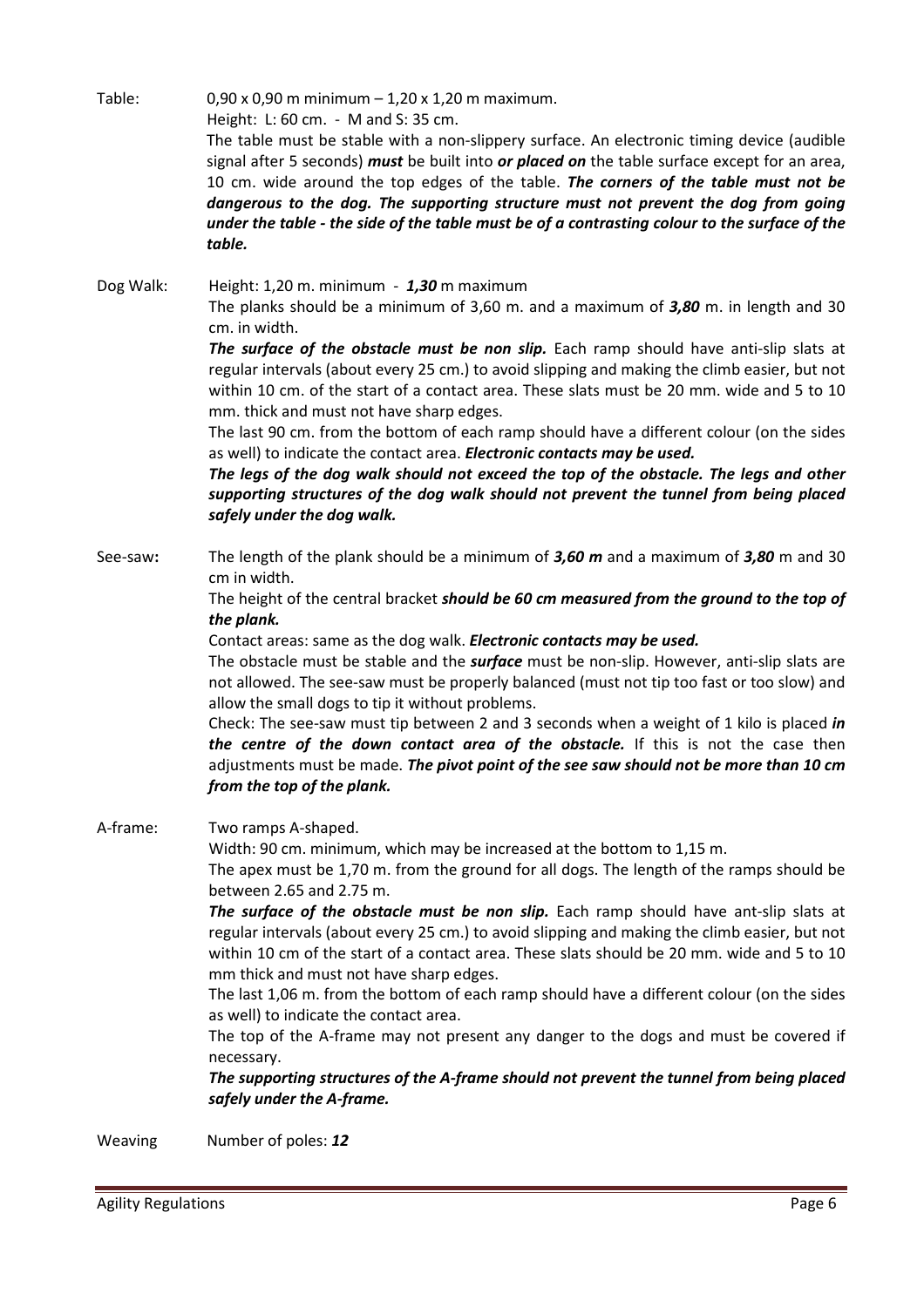**Table:** 0,90 x 0,90 m minimum – 1,20 x 1,20 m maximum.
Height: L: 60 cm. - M and S: 35 cm.
The table must be stable with a non-slippery surface. An electronic timing device (audible signal after 5 seconds) ***must*** be built into ***or placed on*** the table surface except for an area, 10 cm. wide around the top edges of the table. ***The corners of the table must not be dangerous to the dog. The supporting structure must not prevent the dog from going under the table - the side of the table must be of a contrasting colour to the surface of the table.***

**Dog Walk:** Height: 1,20 m. minimum - ***1,30*** m maximum
The planks should be a minimum of 3,60 m. and a maximum of ***3,80*** m. in length and 30 cm. in width.
***The surface of the obstacle must be non slip.*** Each ramp should have anti-slip slats at regular intervals (about every 25 cm.) to avoid slipping and making the climb easier, but not within 10 cm. of the start of a contact area. These slats must be 20 mm. wide and 5 to 10 mm. thick and must not have sharp edges.
The last 90 cm. from the bottom of each ramp should have a different colour (on the sides as well) to indicate the contact area. ***Electronic contacts may be used.***
***The legs of the dog walk should not exceed the top of the obstacle. The legs and other supporting structures of the dog walk should not prevent the tunnel from being placed safely under the dog walk.***

**See-saw:** The length of the plank should be a minimum of ***3,60 m*** and a maximum of ***3,80*** m and 30 cm in width.
The height of the central bracket ***should be 60 cm measured from the ground to the top of the plank.***
Contact areas: same as the dog walk. ***Electronic contacts may be used.***
The obstacle must be stable and the ***surface*** must be non-slip. However, anti-slip slats are not allowed. The see-saw must be properly balanced (must not tip too fast or too slow) and allow the small dogs to tip it without problems.
Check: The see-saw must tip between 2 and 3 seconds when a weight of 1 kilo is placed ***in the centre of the down contact area of the obstacle.*** If this is not the case then adjustments must be made. ***The pivot point of the see saw should not be more than 10 cm from the top of the plank.***

**A-frame:** Two ramps A-shaped.
Width: 90 cm. minimum, which may be increased at the bottom to 1,15 m.
The apex must be 1,70 m. from the ground for all dogs. The length of the ramps should be between 2.65 and 2.75 m.
***The surface of the obstacle must be non slip.*** Each ramp should have ant-slip slats at regular intervals (about every 25 cm.) to avoid slipping and making the climb easier, but not within 10 cm of the start of a contact area. These slats should be 20 mm. wide and 5 to 10 mm thick and must not have sharp edges.
The last 1,06 m. from the bottom of each ramp should have a different colour (on the sides as well) to indicate the contact area.
The top of the A-frame may not present any danger to the dogs and must be covered if necessary.
***The supporting structures of the A-frame should not prevent the tunnel from being placed safely under the A-frame.***

**Weaving** Number of poles: ***12***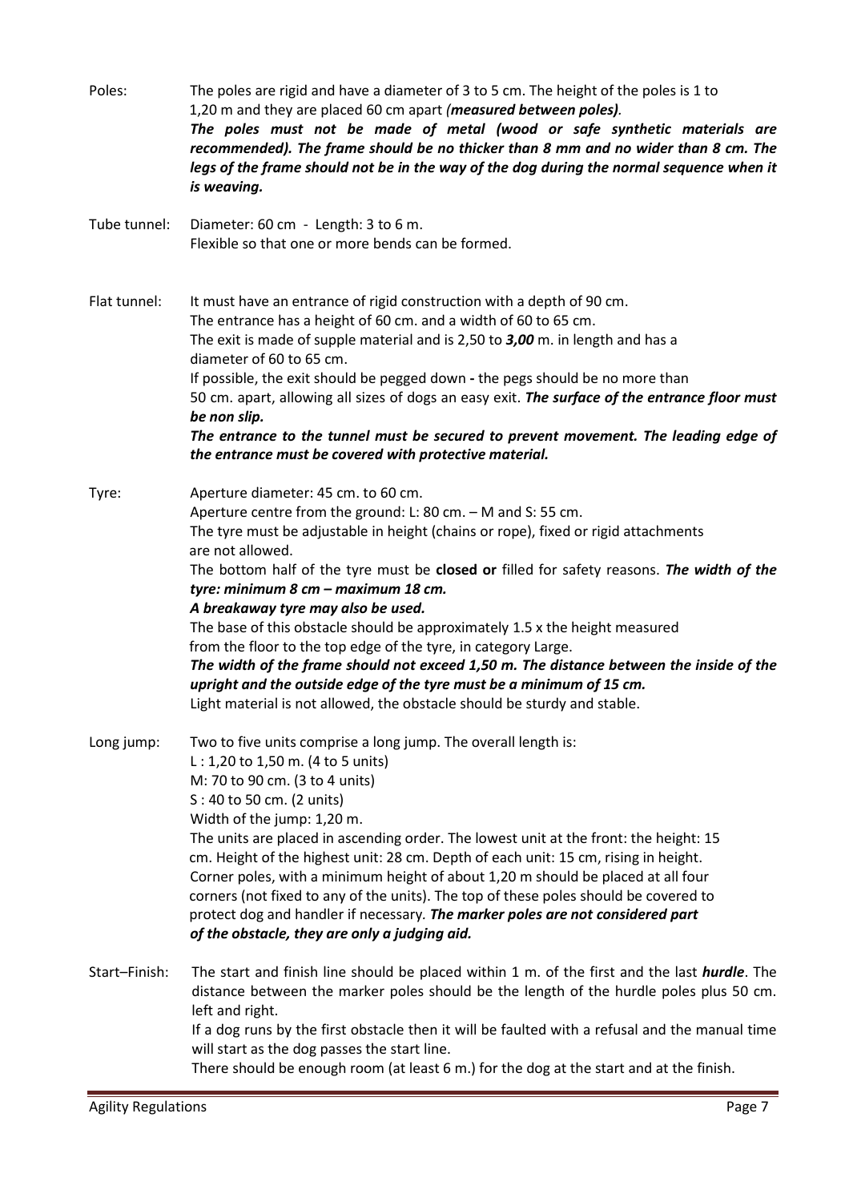**Poles:** The poles are rigid and have a diameter of 3 to 5 cm. The height of the poles is 1 to 1,20 m and they are placed 60 cm apart *(**measured between poles)**.*
***The poles must not be made of metal (wood or safe synthetic materials are recommended). The frame should be no thicker than 8 mm and no wider than 8 cm. The legs of the frame should not be in the way of the dog during the normal sequence when it is weaving.***

**Tube tunnel:** Diameter: 60 cm - Length: 3 to 6 m.
Flexible so that one or more bends can be formed.

**Flat tunnel:** It must have an entrance of rigid construction with a depth of 90 cm.
The entrance has a height of 60 cm. and a width of 60 to 65 cm.
The exit is made of supple material and is 2,50 to ***3,00*** m. in length and has a diameter of 60 to 65 cm.
If possible, the exit should be pegged down **-** the pegs should be no more than 50 cm. apart, allowing all sizes of dogs an easy exit. ***The surface of the entrance floor must be non slip.***
***The entrance to the tunnel must be secured to prevent movement. The leading edge of the entrance must be covered with protective material.***

**Tyre:** Aperture diameter: 45 cm. to 60 cm.
Aperture centre from the ground: L: 80 cm. – M and S: 55 cm.
The tyre must be adjustable in height (chains or rope), fixed or rigid attachments are not allowed.
The bottom half of the tyre must be **closed or** filled for safety reasons. ***The width of the tyre: minimum 8 cm – maximum 18 cm.***
***A breakaway tyre may also be used.***
The base of this obstacle should be approximately 1.5 x the height measured from the floor to the top edge of the tyre, in category Large.
***The width of the frame should not exceed 1,50 m. The distance between the inside of the upright and the outside edge of the tyre must be a minimum of 15 cm.***
Light material is not allowed, the obstacle should be sturdy and stable.

**Long jump:** Two to five units comprise a long jump. The overall length is:
L : 1,20 to 1,50 m. (4 to 5 units)
M: 70 to 90 cm. (3 to 4 units)
S : 40 to 50 cm. (2 units)
Width of the jump: 1,20 m.
The units are placed in ascending order. The lowest unit at the front: the height: 15 cm. Height of the highest unit: 28 cm. Depth of each unit: 15 cm, rising in height.
Corner poles, with a minimum height of about 1,20 m should be placed at all four corners (not fixed to any of the units). The top of these poles should be covered to protect dog and handler if necessary. ***The marker poles are not considered part of the obstacle, they are only a judging aid.***

**Start–Finish:** The start and finish line should be placed within 1 m. of the first and the last ***hurdle***. The distance between the marker poles should be the length of the hurdle poles plus 50 cm. left and right.
If a dog runs by the first obstacle then it will be faulted with a refusal and the manual time will start as the dog passes the start line.
There should be enough room (at least 6 m.) for the dog at the start and at the finish.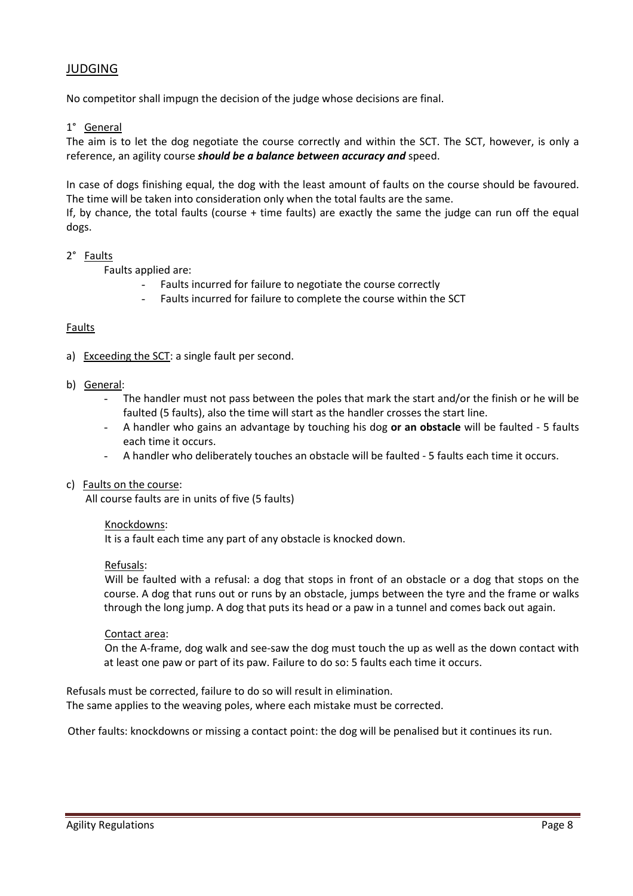## JUDGING

No competitor shall impugn the decision of the judge whose decisions are final.

### 1° General

The aim is to let the dog negotiate the course correctly and within the SCT. The SCT, however, is only a reference, an agility course ***should be a balance between accuracy and*** speed.

In case of dogs finishing equal, the dog with the least amount of faults on the course should be favoured. The time will be taken into consideration only when the total faults are the same.
If, by chance, the total faults (course + time faults) are exactly the same the judge can run off the equal dogs.

### 2° Faults

Faults applied are:

- Faults incurred for failure to negotiate the course correctly
- Faults incurred for failure to complete the course within the SCT

#### Faults

a) Exceeding the SCT: a single fault per second.

b) General:
   - The handler must not pass between the poles that mark the start and/or the finish or he will be faulted (5 faults), also the time will start as the handler crosses the start line.
   - A handler who gains an advantage by touching his dog **or an obstacle** will be faulted - 5 faults each time it occurs.
   - A handler who deliberately touches an obstacle will be faulted - 5 faults each time it occurs.

c) Faults on the course:
   All course faults are in units of five (5 faults)

   Knockdowns:
   It is a fault each time any part of any obstacle is knocked down.

   Refusals:
   Will be faulted with a refusal: a dog that stops in front of an obstacle or a dog that stops on the course. A dog that runs out or runs by an obstacle, jumps between the tyre and the frame or walks through the long jump. A dog that puts its head or a paw in a tunnel and comes back out again.

   Contact area:
   On the A-frame, dog walk and see-saw the dog must touch the up as well as the down contact with at least one paw or part of its paw. Failure to do so: 5 faults each time it occurs.

Refusals must be corrected, failure to do so will result in elimination.
The same applies to the weaving poles, where each mistake must be corrected.

Other faults: knockdowns or missing a contact point: the dog will be penalised but it continues its run.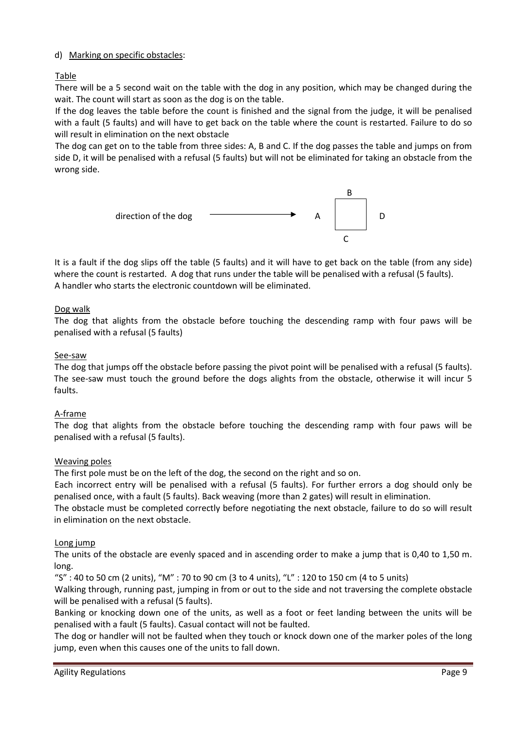d) Marking on specific obstacles:

Table

There will be a 5 second wait on the table with the dog in any position, which may be changed during the wait. The count will start as soon as the dog is on the table.

If the dog leaves the table before the count is finished and the signal from the judge, it will be penalised with a fault (5 faults) and will have to get back on the table where the count is restarted. Failure to do so will result in elimination on the next obstacle

The dog can get on to the table from three sides: A, B and C. If the dog passes the table and jumps on from side D, it will be penalised with a refusal (5 faults) but will not be eliminated for taking an obstacle from the wrong side.

```
                                                 B
                                               ┌───┐
direction of the dog  ───────────────►    A   │   │   D
                                               └───┘
                                                 C
```

It is a fault if the dog slips off the table (5 faults) and it will have to get back on the table (from any side) where the count is restarted. A dog that runs under the table will be penalised with a refusal (5 faults).
A handler who starts the electronic countdown will be eliminated.

Dog walk

The dog that alights from the obstacle before touching the descending ramp with four paws will be penalised with a refusal (5 faults)

See-saw

The dog that jumps off the obstacle before passing the pivot point will be penalised with a refusal (5 faults). The see-saw must touch the ground before the dogs alights from the obstacle, otherwise it will incur 5 faults.

A-frame

The dog that alights from the obstacle before touching the descending ramp with four paws will be penalised with a refusal (5 faults).

Weaving poles

The first pole must be on the left of the dog, the second on the right and so on.

Each incorrect entry will be penalised with a refusal (5 faults). For further errors a dog should only be penalised once, with a fault (5 faults). Back weaving (more than 2 gates) will result in elimination.

The obstacle must be completed correctly before negotiating the next obstacle, failure to do so will result in elimination on the next obstacle.

Long jump

The units of the obstacle are evenly spaced and in ascending order to make a jump that is 0,40 to 1,50 m. long.

"S" : 40 to 50 cm (2 units), "M" : 70 to 90 cm (3 to 4 units), "L" : 120 to 150 cm (4 to 5 units)

Walking through, running past, jumping in from or out to the side and not traversing the complete obstacle will be penalised with a refusal (5 faults).

Banking or knocking down one of the units, as well as a foot or feet landing between the units will be penalised with a fault (5 faults). Casual contact will not be faulted.

The dog or handler will not be faulted when they touch or knock down one of the marker poles of the long jump, even when this causes one of the units to fall down.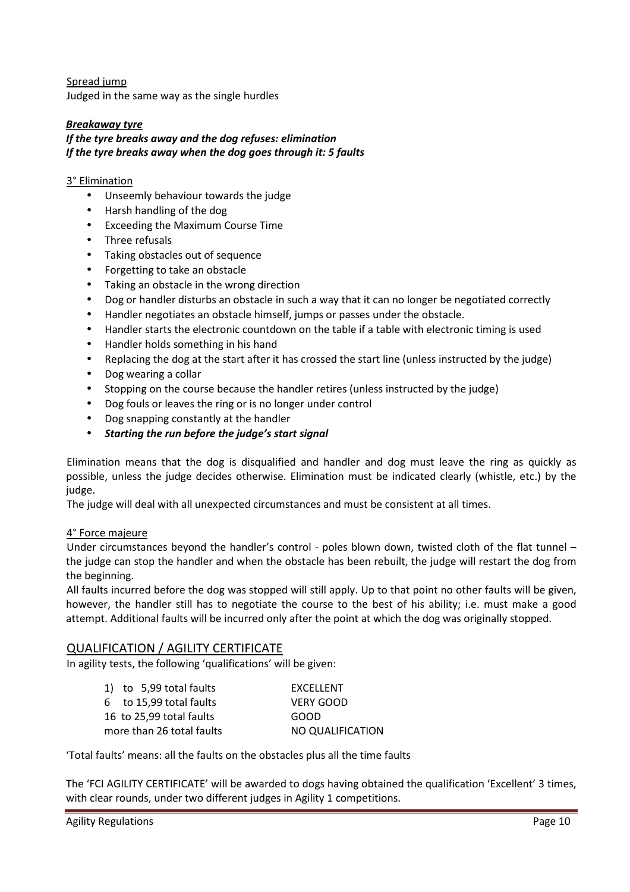Spread jump

Judged in the same way as the single hurdles

***Breakaway tyre***

***If the tyre breaks away and the dog refuses: elimination***
***If the tyre breaks away when the dog goes through it: 5 faults***

3° Elimination

- Unseemly behaviour towards the judge
- Harsh handling of the dog
- Exceeding the Maximum Course Time
- Three refusals
- Taking obstacles out of sequence
- Forgetting to take an obstacle
- Taking an obstacle in the wrong direction
- Dog or handler disturbs an obstacle in such a way that it can no longer be negotiated correctly
- Handler negotiates an obstacle himself, jumps or passes under the obstacle.
- Handler starts the electronic countdown on the table if a table with electronic timing is used
- Handler holds something in his hand
- Replacing the dog at the start after it has crossed the start line (unless instructed by the judge)
- Dog wearing a collar
- Stopping on the course because the handler retires (unless instructed by the judge)
- Dog fouls or leaves the ring or is no longer under control
- Dog snapping constantly at the handler
- ***Starting the run before the judge's start signal***

Elimination means that the dog is disqualified and handler and dog must leave the ring as quickly as possible, unless the judge decides otherwise. Elimination must be indicated clearly (whistle, etc.) by the judge.

The judge will deal with all unexpected circumstances and must be consistent at all times.

4° Force majeure

Under circumstances beyond the handler's control - poles blown down, twisted cloth of the flat tunnel – the judge can stop the handler and when the obstacle has been rebuilt, the judge will restart the dog from the beginning.

All faults incurred before the dog was stopped will still apply. Up to that point no other faults will be given, however, the handler still has to negotiate the course to the best of his ability; i.e. must make a good attempt. Additional faults will be incurred only after the point at which the dog was originally stopped.

## QUALIFICATION / AGILITY CERTIFICATE

In agility tests, the following 'qualifications' will be given:

| | |
|---|---|
| 1) to 5,99 total faults | EXCELLENT |
| 6 to 15,99 total faults | VERY GOOD |
| 16 to 25,99 total faults | GOOD |
| more than 26 total faults | NO QUALIFICATION |

'Total faults' means: all the faults on the obstacles plus all the time faults

The 'FCI AGILITY CERTIFICATE' will be awarded to dogs having obtained the qualification 'Excellent' 3 times, with clear rounds, under two different judges in Agility 1 competitions.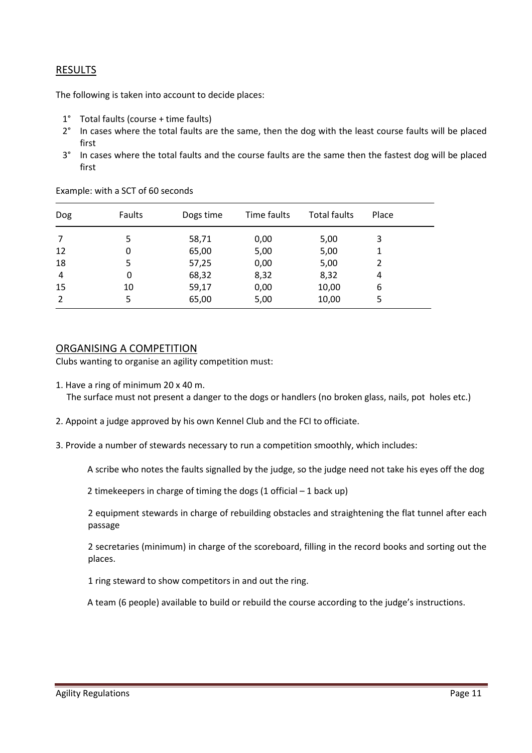## RESULTS

The following is taken into account to decide places:

1° Total faults (course + time faults)
2° In cases where the total faults are the same, then the dog with the least course faults will be placed first
3° In cases where the total faults and the course faults are the same then the fastest dog will be placed first

Example: with a SCT of 60 seconds

| Dog | Faults | Dogs time | Time faults | Total faults | Place |
|---|---|---|---|---|---|
| 7 | 5 | 58,71 | 0,00 | 5,00 | 3 |
| 12 | 0 | 65,00 | 5,00 | 5,00 | 1 |
| 18 | 5 | 57,25 | 0,00 | 5,00 | 2 |
| 4 | 0 | 68,32 | 8,32 | 8,32 | 4 |
| 15 | 10 | 59,17 | 0,00 | 10,00 | 6 |
| 2 | 5 | 65,00 | 5,00 | 10,00 | 5 |

## ORGANISING A COMPETITION

Clubs wanting to organise an agility competition must:

1. Have a ring of minimum 20 x 40 m.
   The surface must not present a danger to the dogs or handlers (no broken glass, nails, pot holes etc.)

2. Appoint a judge approved by his own Kennel Club and the FCI to officiate.

3. Provide a number of stewards necessary to run a competition smoothly, which includes:

   A scribe who notes the faults signalled by the judge, so the judge need not take his eyes off the dog

   2 timekeepers in charge of timing the dogs (1 official – 1 back up)

   2 equipment stewards in charge of rebuilding obstacles and straightening the flat tunnel after each passage

   2 secretaries (minimum) in charge of the scoreboard, filling in the record books and sorting out the places.

   1 ring steward to show competitors in and out the ring.

   A team (6 people) available to build or rebuild the course according to the judge's instructions.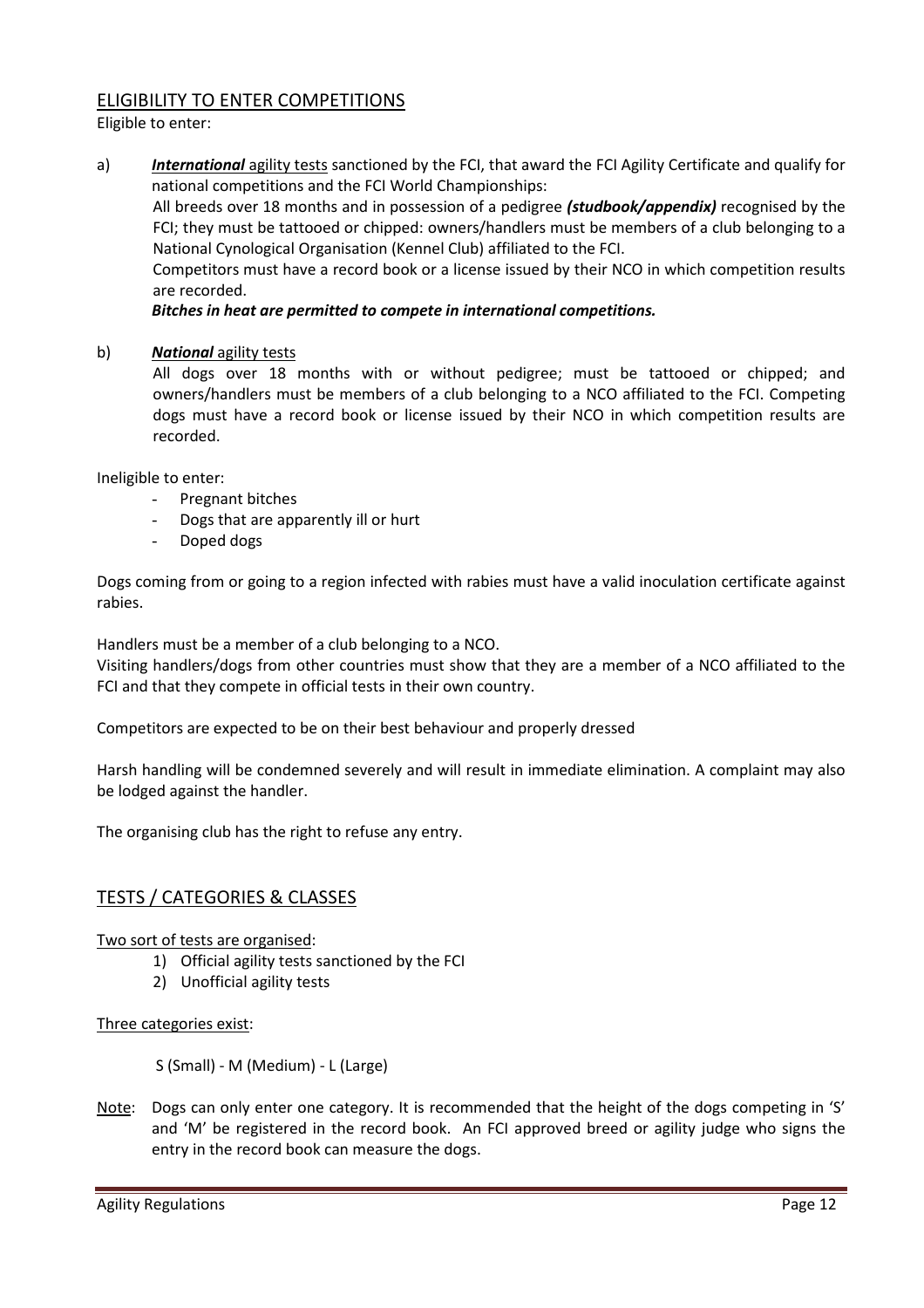## ELIGIBILITY TO ENTER COMPETITIONS

Eligible to enter:

a) ***International*** agility tests sanctioned by the FCI, that award the FCI Agility Certificate and qualify for national competitions and the FCI World Championships:

   All breeds over 18 months and in possession of a pedigree ***(studbook/appendix)*** recognised by the FCI; they must be tattooed or chipped: owners/handlers must be members of a club belonging to a National Cynological Organisation (Kennel Club) affiliated to the FCI.

   Competitors must have a record book or a license issued by their NCO in which competition results are recorded.

   ***Bitches in heat are permitted to compete in international competitions.***

b) ***National*** agility tests

   All dogs over 18 months with or without pedigree; must be tattooed or chipped; and owners/handlers must be members of a club belonging to a NCO affiliated to the FCI. Competing dogs must have a record book or license issued by their NCO in which competition results are recorded.

Ineligible to enter:

- Pregnant bitches
- Dogs that are apparently ill or hurt
- Doped dogs

Dogs coming from or going to a region infected with rabies must have a valid inoculation certificate against rabies.

Handlers must be a member of a club belonging to a NCO.

Visiting handlers/dogs from other countries must show that they are a member of a NCO affiliated to the FCI and that they compete in official tests in their own country.

Competitors are expected to be on their best behaviour and properly dressed

Harsh handling will be condemned severely and will result in immediate elimination. A complaint may also be lodged against the handler.

The organising club has the right to refuse any entry.

## TESTS / CATEGORIES & CLASSES

Two sort of tests are organised:

1) Official agility tests sanctioned by the FCI
2) Unofficial agility tests

Three categories exist:

S (Small) - M (Medium) - L (Large)

Note: Dogs can only enter one category. It is recommended that the height of the dogs competing in 'S' and 'M' be registered in the record book. An FCI approved breed or agility judge who signs the entry in the record book can measure the dogs.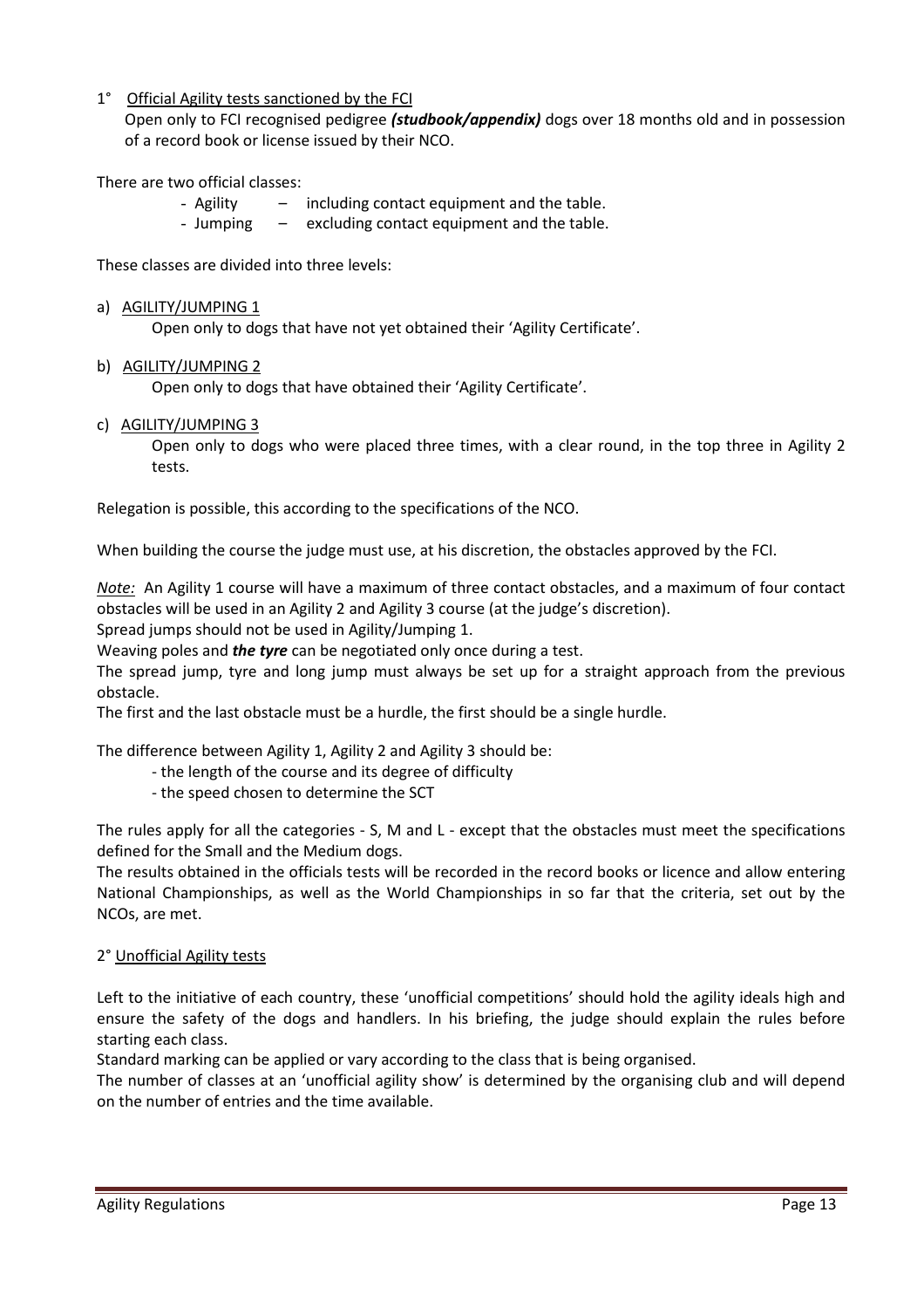1° <u>Official Agility tests sanctioned by the FCI</u>

Open only to FCI recognised pedigree ***(studbook/appendix)*** dogs over 18 months old and in possession of a record book or license issued by their NCO.

There are two official classes:

- Agility – including contact equipment and the table.
- Jumping – excluding contact equipment and the table.

These classes are divided into three levels:

a) <u>AGILITY/JUMPING 1</u>

Open only to dogs that have not yet obtained their 'Agility Certificate'.

b) <u>AGILITY/JUMPING 2</u>

Open only to dogs that have obtained their 'Agility Certificate'.

c) <u>AGILITY/JUMPING 3</u>

Open only to dogs who were placed three times, with a clear round, in the top three in Agility 2 tests.

Relegation is possible, this according to the specifications of the NCO.

When building the course the judge must use, at his discretion, the obstacles approved by the FCI.

*Note:* An Agility 1 course will have a maximum of three contact obstacles, and a maximum of four contact obstacles will be used in an Agility 2 and Agility 3 course (at the judge's discretion).
Spread jumps should not be used in Agility/Jumping 1.
Weaving poles and ***the tyre*** can be negotiated only once during a test.
The spread jump, tyre and long jump must always be set up for a straight approach from the previous obstacle.
The first and the last obstacle must be a hurdle, the first should be a single hurdle.

The difference between Agility 1, Agility 2 and Agility 3 should be:

- the length of the course and its degree of difficulty
- the speed chosen to determine the SCT

The rules apply for all the categories - S, M and L - except that the obstacles must meet the specifications defined for the Small and the Medium dogs.
The results obtained in the officials tests will be recorded in the record books or licence and allow entering National Championships, as well as the World Championships in so far that the criteria, set out by the NCOs, are met.

2° <u>Unofficial Agility tests</u>

Left to the initiative of each country, these 'unofficial competitions' should hold the agility ideals high and ensure the safety of the dogs and handlers. In his briefing, the judge should explain the rules before starting each class.
Standard marking can be applied or vary according to the class that is being organised.
The number of classes at an 'unofficial agility show' is determined by the organising club and will depend on the number of entries and the time available.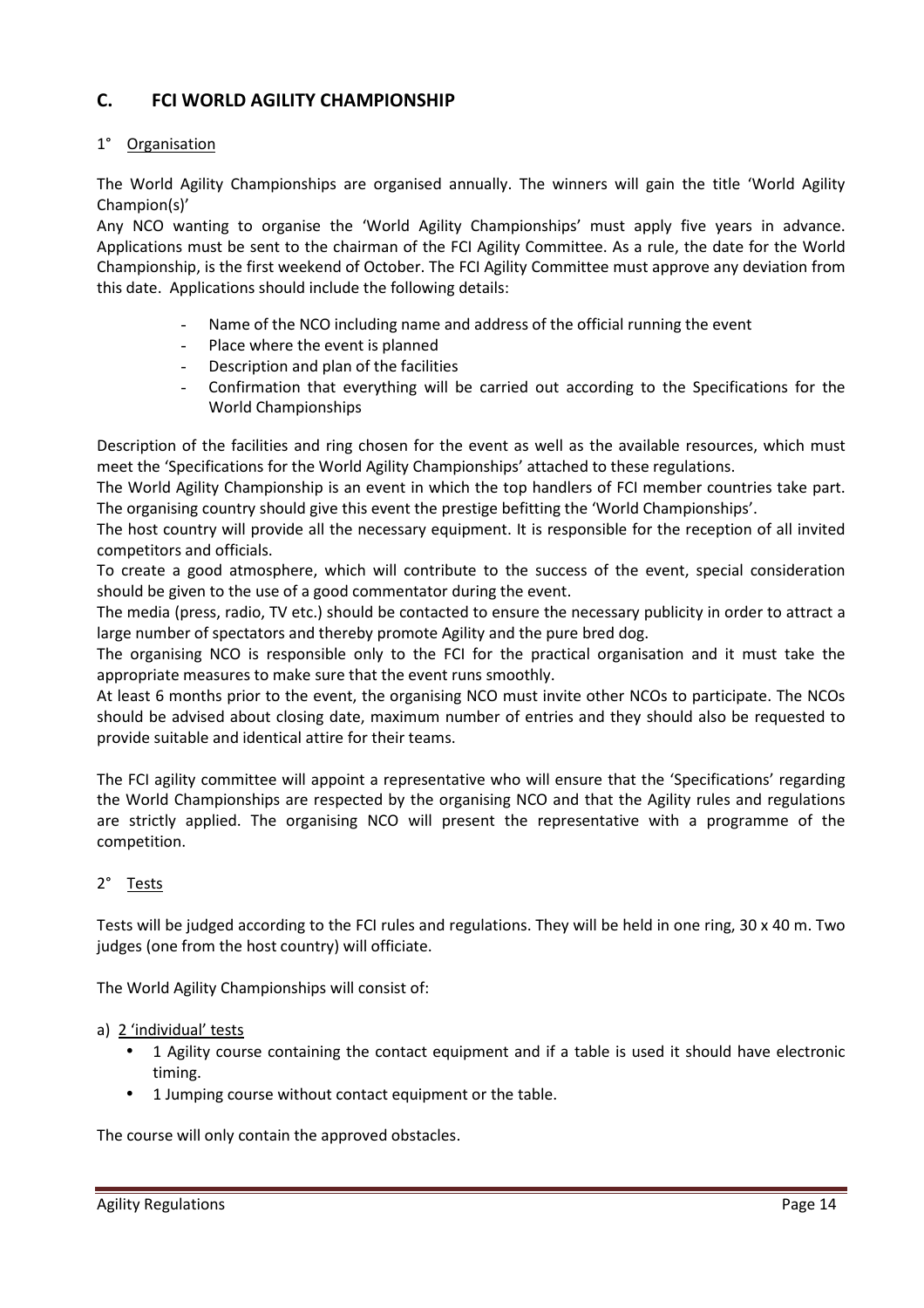## C. FCI WORLD AGILITY CHAMPIONSHIP

### 1° Organisation

The World Agility Championships are organised annually. The winners will gain the title 'World Agility Champion(s)'

Any NCO wanting to organise the 'World Agility Championships' must apply five years in advance. Applications must be sent to the chairman of the FCI Agility Committee. As a rule, the date for the World Championship, is the first weekend of October. The FCI Agility Committee must approve any deviation from this date. Applications should include the following details:

- Name of the NCO including name and address of the official running the event
- Place where the event is planned
- Description and plan of the facilities
- Confirmation that everything will be carried out according to the Specifications for the World Championships

Description of the facilities and ring chosen for the event as well as the available resources, which must meet the 'Specifications for the World Agility Championships' attached to these regulations.

The World Agility Championship is an event in which the top handlers of FCI member countries take part. The organising country should give this event the prestige befitting the 'World Championships'.

The host country will provide all the necessary equipment. It is responsible for the reception of all invited competitors and officials.

To create a good atmosphere, which will contribute to the success of the event, special consideration should be given to the use of a good commentator during the event.

The media (press, radio, TV etc.) should be contacted to ensure the necessary publicity in order to attract a large number of spectators and thereby promote Agility and the pure bred dog.

The organising NCO is responsible only to the FCI for the practical organisation and it must take the appropriate measures to make sure that the event runs smoothly.

At least 6 months prior to the event, the organising NCO must invite other NCOs to participate. The NCOs should be advised about closing date, maximum number of entries and they should also be requested to provide suitable and identical attire for their teams.

The FCI agility committee will appoint a representative who will ensure that the 'Specifications' regarding the World Championships are respected by the organising NCO and that the Agility rules and regulations are strictly applied. The organising NCO will present the representative with a programme of the competition.

### 2° Tests

Tests will be judged according to the FCI rules and regulations. They will be held in one ring, 30 x 40 m. Two judges (one from the host country) will officiate.

The World Agility Championships will consist of:

a) 2 'individual' tests

- 1 Agility course containing the contact equipment and if a table is used it should have electronic timing.
- 1 Jumping course without contact equipment or the table.

The course will only contain the approved obstacles.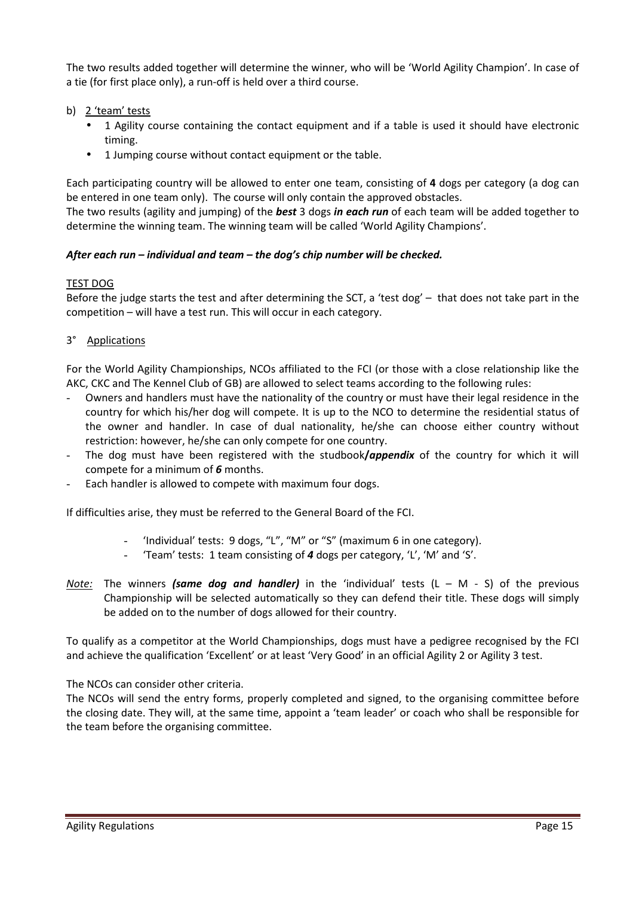The two results added together will determine the winner, who will be 'World Agility Champion'. In case of a tie (for first place only), a run-off is held over a third course.

b) <u>2 'team' tests</u>

- 1 Agility course containing the contact equipment and if a table is used it should have electronic timing.
- 1 Jumping course without contact equipment or the table.

Each participating country will be allowed to enter one team, consisting of **4** dogs per category (a dog can be entered in one team only). The course will only contain the approved obstacles.
The two results (agility and jumping) of the ***best*** 3 dogs ***in each run*** of each team will be added together to determine the winning team. The winning team will be called 'World Agility Champions'.

***After each run – individual and team – the dog's chip number will be checked.***

<u>TEST DOG</u>
Before the judge starts the test and after determining the SCT, a 'test dog' – that does not take part in the competition – will have a test run. This will occur in each category.

3° <u>Applications</u>

For the World Agility Championships, NCOs affiliated to the FCI (or those with a close relationship like the AKC, CKC and The Kennel Club of GB) are allowed to select teams according to the following rules:

- Owners and handlers must have the nationality of the country or must have their legal residence in the country for which his/her dog will compete. It is up to the NCO to determine the residential status of the owner and handler. In case of dual nationality, he/she can choose either country without restriction: however, he/she can only compete for one country.
- The dog must have been registered with the studbook***/appendix*** of the country for which it will compete for a minimum of ***6*** months.
- Each handler is allowed to compete with maximum four dogs.

If difficulties arise, they must be referred to the General Board of the FCI.

- 'Individual' tests: 9 dogs, "L", "M" or "S" (maximum 6 in one category).
- 'Team' tests: 1 team consisting of ***4*** dogs per category, 'L', 'M' and 'S'.

*<u>Note:</u>* The winners ***(same dog and handler)*** in the 'individual' tests (L – M - S) of the previous Championship will be selected automatically so they can defend their title. These dogs will simply be added on to the number of dogs allowed for their country.

To qualify as a competitor at the World Championships, dogs must have a pedigree recognised by the FCI and achieve the qualification 'Excellent' or at least 'Very Good' in an official Agility 2 or Agility 3 test.

The NCOs can consider other criteria.
The NCOs will send the entry forms, properly completed and signed, to the organising committee before the closing date. They will, at the same time, appoint a 'team leader' or coach who shall be responsible for the team before the organising committee.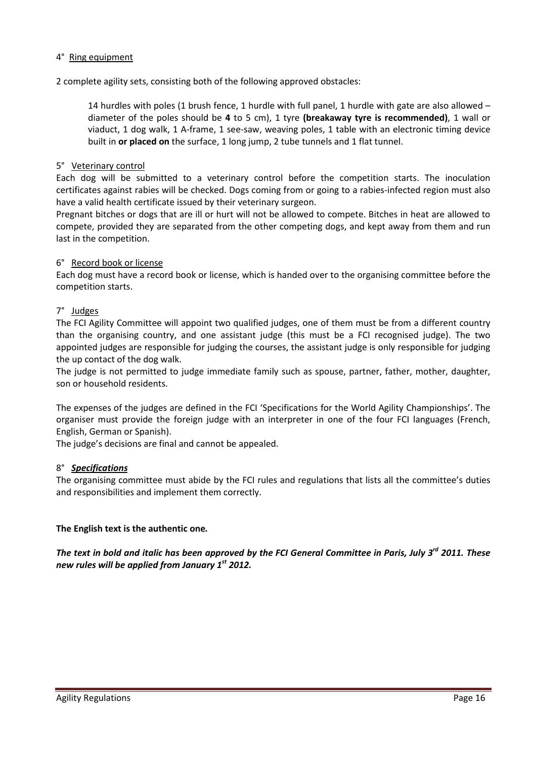4° Ring equipment

2 complete agility sets, consisting both of the following approved obstacles:

> 14 hurdles with poles (1 brush fence, 1 hurdle with full panel, 1 hurdle with gate are also allowed – diameter of the poles should be **4** to 5 cm), 1 tyre **(breakaway tyre is recommended)**, 1 wall or viaduct, 1 dog walk, 1 A-frame, 1 see-saw, weaving poles, 1 table with an electronic timing device built in **or placed on** the surface, 1 long jump, 2 tube tunnels and 1 flat tunnel.

5° Veterinary control

Each dog will be submitted to a veterinary control before the competition starts. The inoculation certificates against rabies will be checked. Dogs coming from or going to a rabies-infected region must also have a valid health certificate issued by their veterinary surgeon.

Pregnant bitches or dogs that are ill or hurt will not be allowed to compete. Bitches in heat are allowed to compete, provided they are separated from the other competing dogs, and kept away from them and run last in the competition.

6° Record book or license

Each dog must have a record book or license, which is handed over to the organising committee before the competition starts.

7° Judges

The FCI Agility Committee will appoint two qualified judges, one of them must be from a different country than the organising country, and one assistant judge (this must be a FCI recognised judge). The two appointed judges are responsible for judging the courses, the assistant judge is only responsible for judging the up contact of the dog walk.

The judge is not permitted to judge immediate family such as spouse, partner, father, mother, daughter, son or household residents.

The expenses of the judges are defined in the FCI 'Specifications for the World Agility Championships'. The organiser must provide the foreign judge with an interpreter in one of the four FCI languages (French, English, German or Spanish).

The judge's decisions are final and cannot be appealed.

8° ***Specifications***

The organising committee must abide by the FCI rules and regulations that lists all the committee's duties and responsibilities and implement them correctly.

**The English text is the authentic one.**

***The text in bold and italic has been approved by the FCI General Committee in Paris, July 3rd 2011. These new rules will be applied from January 1st 2012.***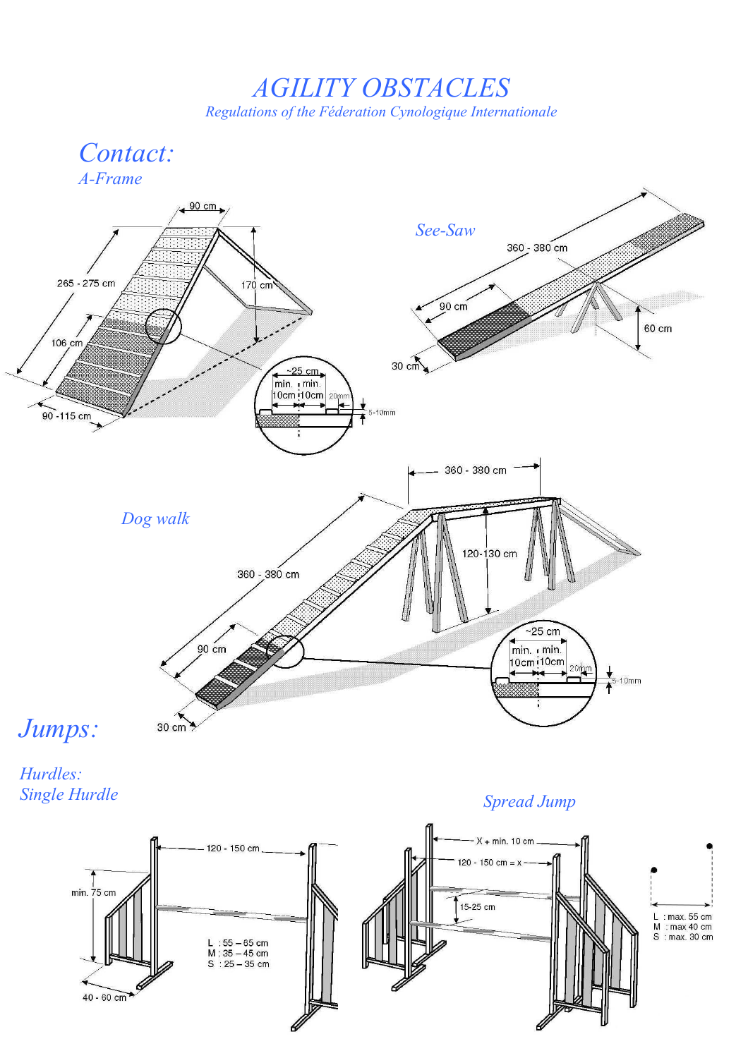# AGILITY OBSTACLES

*Regulations of the Féderation Cynologique Internationale*

## Contact:

### A-Frame

90 cm

265 - 275 cm

170 cm

106 cm

90 -115 cm

~25 cm

min. 10cm

min. 10cm

20mm

5-10mm

### See-Saw

360 - 380 cm

90 cm

60 cm

30 cm

### Dog walk

360 - 380 cm

360 - 380 cm

120-130 cm

90 cm

30 cm

~25 cm

min. 10cm

min. 10cm

20mm

5-10mm

## Jumps:

### Hurdles:

### Single Hurdle

120 - 150 cm

min. 75 cm

L : 55 – 65 cm
M : 35 – 45 cm
S : 25 – 35 cm

40 - 60 cm

### Spread Jump

X + min. 10 cm

120 - 150 cm = x

15-25 cm

L : max. 55 cm
M : max 40 cm
S : max. 30 cm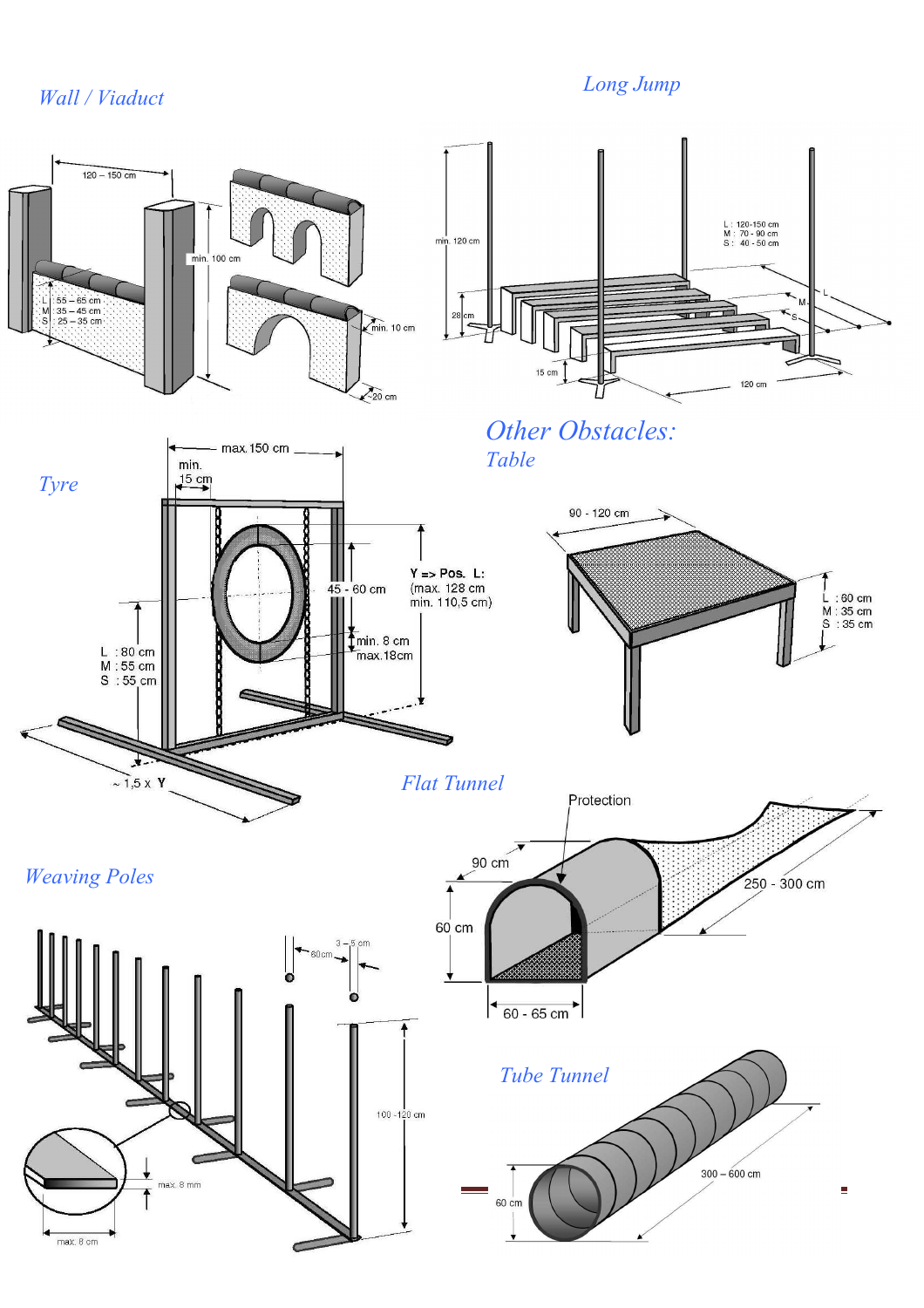## Wall / Viaduct

120 – 150 cm

min. 100 cm

L 55 – 65 cm
M 35 – 45 cm
S 25 – 35 cm

min. 10 cm

~20 cm

## Long Jump

min. 120 cm

28 cm

15 cm

120 cm

L : 120-150 cm
M : 70 - 90 cm
S : 40 - 50 cm

L

M

S

## Tyre

max.150 cm

min. 15 cm

45 - 60 cm

Y => Pos. L:
(max. 128 cm
min. 110,5 cm)

min. 8 cm
max.18cm

L : 80 cm
M : 55 cm
S : 55 cm

~ 1,5 x Y

## Other Obstacles:

### Table

90 - 120 cm

L : 60 cm
M : 35 cm
S : 35 cm

### Flat Tunnel

Protection

90 cm

60 cm

60 - 65 cm

250 - 300 cm

## Weaving Poles

3 – 5 cm

60cm

100 -120 cm

max. 8 mm

max. 8 cm

### Tube Tunnel

60 cm

300 – 600 cm